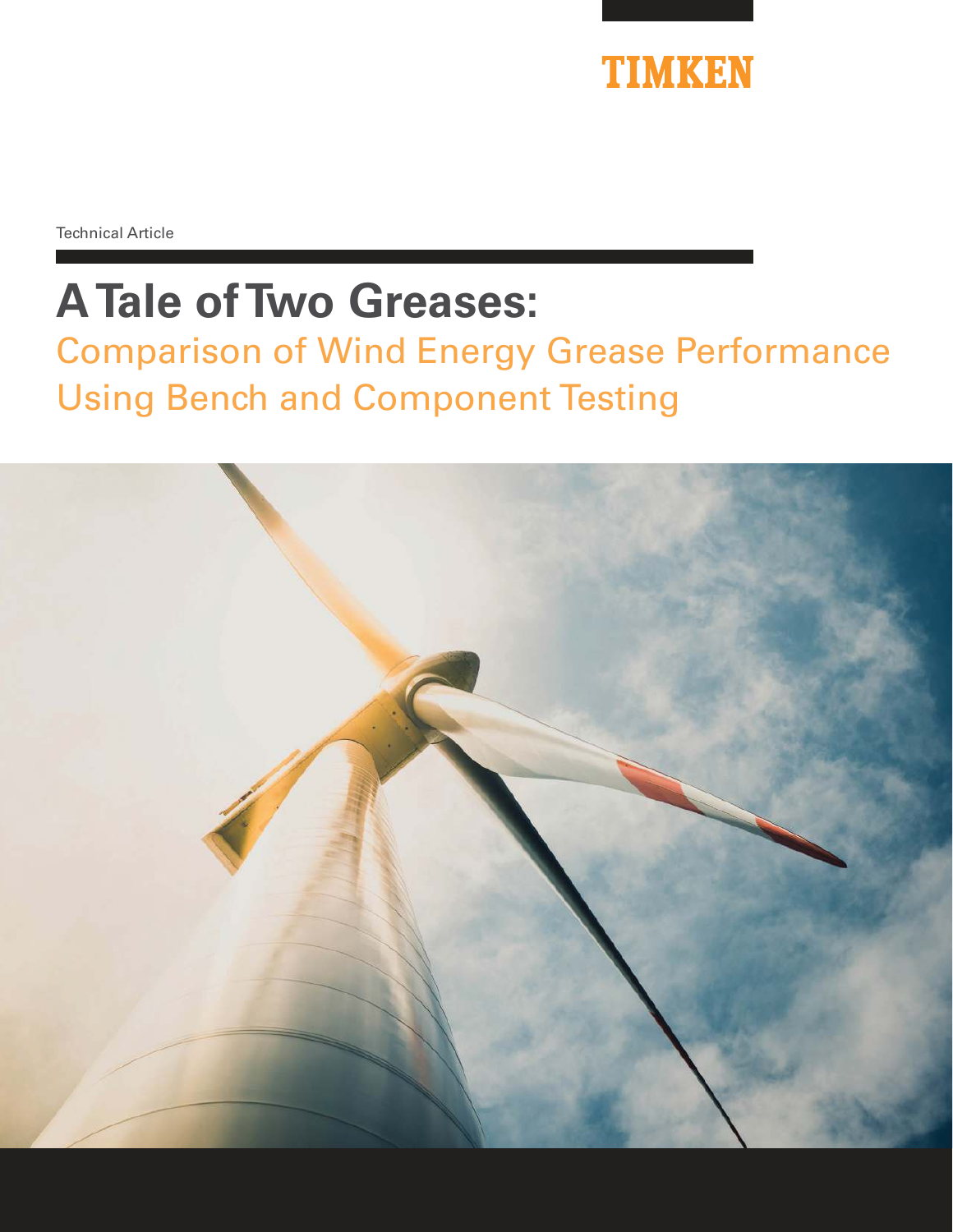TIMKEN

Technical Article

# A Tale of Two Greases:

## Comparison of Wind Energy Grease Performance Using Bench and Component Testing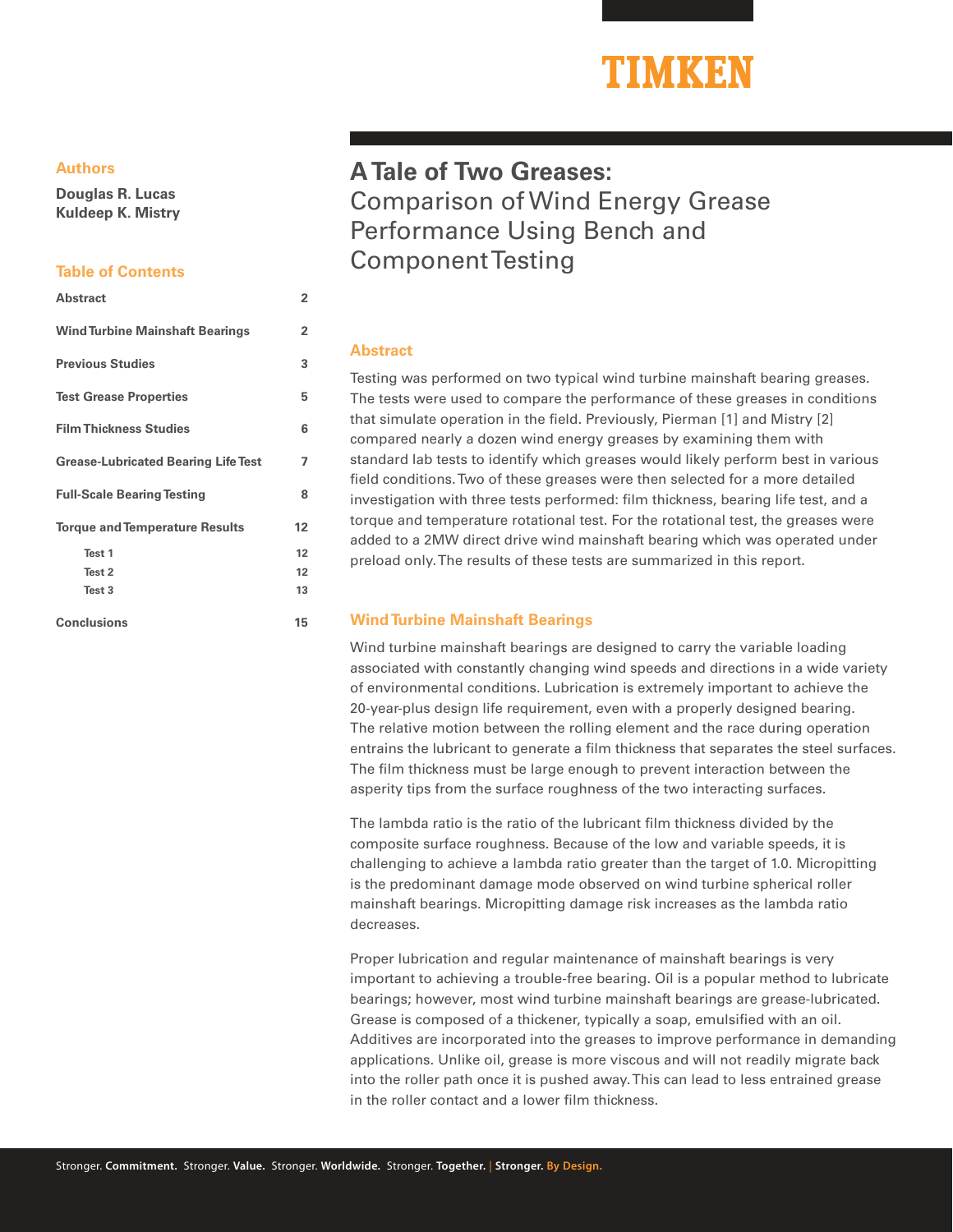# A Tale of Two Greases:

## Comparison of Wind Energy Grease Performance Using Bench and Component Testing

### Authors

**Douglas R. Lucas**
**Kuldeep K. Mistry**

### Table of Contents

| | |
|---|---|
| **Abstract** | 2 |
| **Wind Turbine Mainshaft Bearings** | 2 |
| **Previous Studies** | 3 |
| **Test Grease Properties** | 5 |
| **Film Thickness Studies** | 6 |
| **Grease-Lubricated Bearing Life Test** | 7 |
| **Full-Scale Bearing Testing** | 8 |
| **Torque and Temperature Results** | 12 |
| Test 1 | 12 |
| Test 2 | 12 |
| Test 3 | 13 |
| **Conclusions** | 15 |

### Abstract

Testing was performed on two typical wind turbine mainshaft bearing greases. The tests were used to compare the performance of these greases in conditions that simulate operation in the field. Previously, Pierman [1] and Mistry [2] compared nearly a dozen wind energy greases by examining them with standard lab tests to identify which greases would likely perform best in various field conditions. Two of these greases were then selected for a more detailed investigation with three tests performed: film thickness, bearing life test, and a torque and temperature rotational test. For the rotational test, the greases were added to a 2MW direct drive wind mainshaft bearing which was operated under preload only. The results of these tests are summarized in this report.

### Wind Turbine Mainshaft Bearings

Wind turbine mainshaft bearings are designed to carry the variable loading associated with constantly changing wind speeds and directions in a wide variety of environmental conditions. Lubrication is extremely important to achieve the 20-year-plus design life requirement, even with a properly designed bearing. The relative motion between the rolling element and the race during operation entrains the lubricant to generate a film thickness that separates the steel surfaces. The film thickness must be large enough to prevent interaction between the asperity tips from the surface roughness of the two interacting surfaces.

The lambda ratio is the ratio of the lubricant film thickness divided by the composite surface roughness. Because of the low and variable speeds, it is challenging to achieve a lambda ratio greater than the target of 1.0. Micropitting is the predominant damage mode observed on wind turbine spherical roller mainshaft bearings. Micropitting damage risk increases as the lambda ratio decreases.

Proper lubrication and regular maintenance of mainshaft bearings is very important to achieving a trouble-free bearing. Oil is a popular method to lubricate bearings; however, most wind turbine mainshaft bearings are grease-lubricated. Grease is composed of a thickener, typically a soap, emulsified with an oil. Additives are incorporated into the greases to improve performance in demanding applications. Unlike oil, grease is more viscous and will not readily migrate back into the roller path once it is pushed away. This can lead to less entrained grease in the roller contact and a lower film thickness.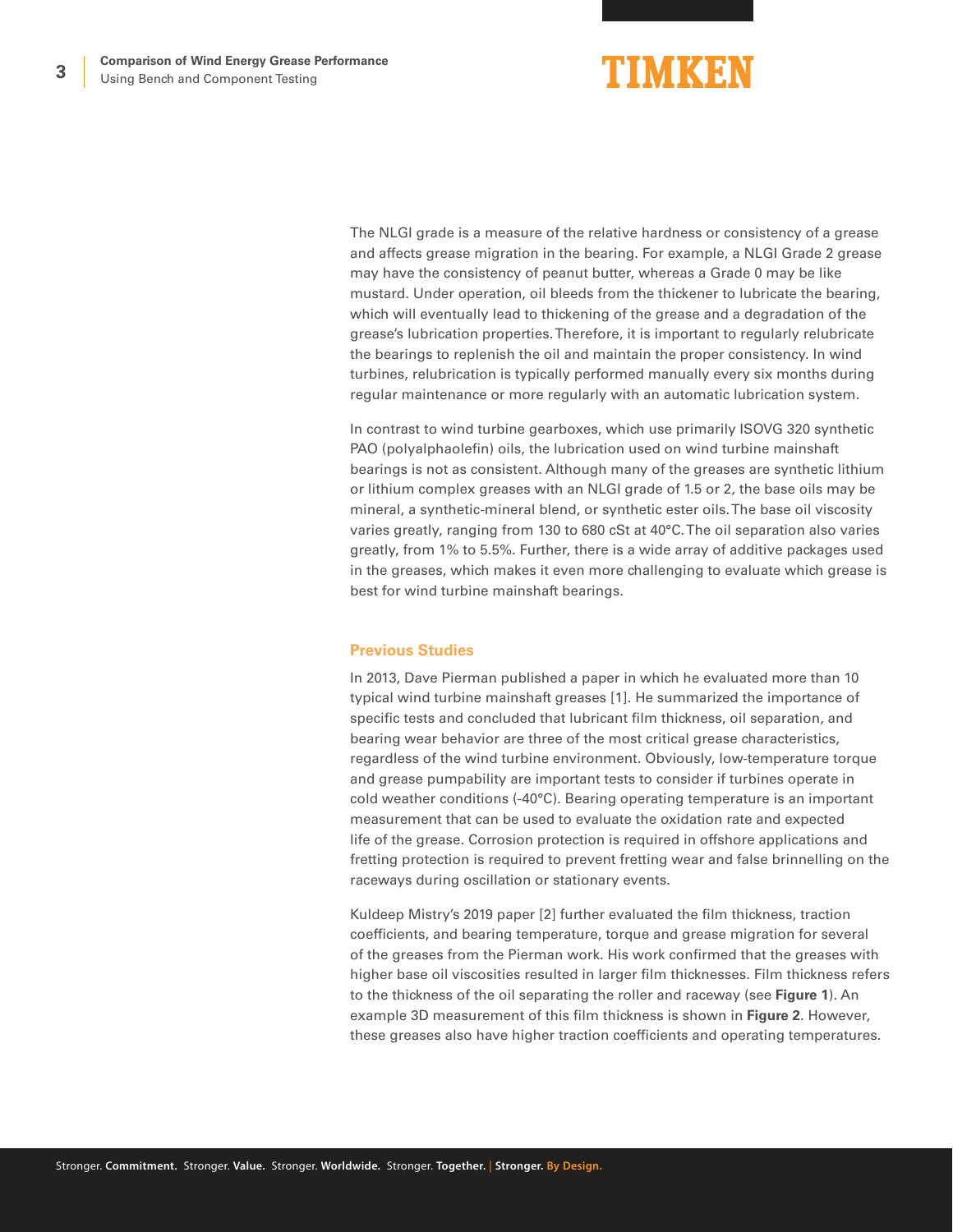The NLGI grade is a measure of the relative hardness or consistency of a grease and affects grease migration in the bearing. For example, a NLGI Grade 2 grease may have the consistency of peanut butter, whereas a Grade 0 may be like mustard. Under operation, oil bleeds from the thickener to lubricate the bearing, which will eventually lead to thickening of the grease and a degradation of the grease's lubrication properties. Therefore, it is important to regularly relubricate the bearings to replenish the oil and maintain the proper consistency. In wind turbines, relubrication is typically performed manually every six months during regular maintenance or more regularly with an automatic lubrication system.

In contrast to wind turbine gearboxes, which use primarily ISOVG 320 synthetic PAO (polyalphaolefin) oils, the lubrication used on wind turbine mainshaft bearings is not as consistent. Although many of the greases are synthetic lithium or lithium complex greases with an NLGI grade of 1.5 or 2, the base oils may be mineral, a synthetic-mineral blend, or synthetic ester oils. The base oil viscosity varies greatly, ranging from 130 to 680 cSt at 40°C. The oil separation also varies greatly, from 1% to 5.5%. Further, there is a wide array of additive packages used in the greases, which makes it even more challenging to evaluate which grease is best for wind turbine mainshaft bearings.

## Previous Studies

In 2013, Dave Pierman published a paper in which he evaluated more than 10 typical wind turbine mainshaft greases [1]. He summarized the importance of specific tests and concluded that lubricant film thickness, oil separation, and bearing wear behavior are three of the most critical grease characteristics, regardless of the wind turbine environment. Obviously, low-temperature torque and grease pumpability are important tests to consider if turbines operate in cold weather conditions (-40°C). Bearing operating temperature is an important measurement that can be used to evaluate the oxidation rate and expected life of the grease. Corrosion protection is required in offshore applications and fretting protection is required to prevent fretting wear and false brinnelling on the raceways during oscillation or stationary events.

Kuldeep Mistry's 2019 paper [2] further evaluated the film thickness, traction coefficients, and bearing temperature, torque and grease migration for several of the greases from the Pierman work. His work confirmed that the greases with higher base oil viscosities resulted in larger film thicknesses. Film thickness refers to the thickness of the oil separating the roller and raceway (see **Figure 1**). An example 3D measurement of this film thickness is shown in **Figure 2**. However, these greases also have higher traction coefficients and operating temperatures.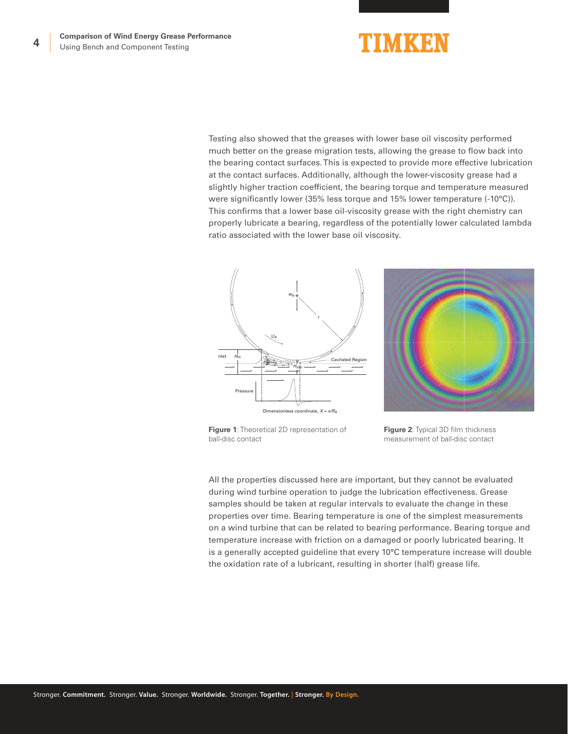Testing also showed that the greases with lower base oil viscosity performed much better on the grease migration tests, allowing the grease to flow back into the bearing contact surfaces. This is expected to provide more effective lubrication at the contact surfaces. Additionally, although the lower-viscosity grease had a slightly higher traction coefficient, the bearing torque and temperature measured were significantly lower (35% less torque and 15% lower temperature (-10°C)). This confirms that a lower base oil-viscosity grease with the right chemistry can properly lubricate a bearing, regardless of the potentially lower calculated lambda ratio associated with the lower base oil viscosity.

**Figure 1**: Theoretical 2D representation of ball-disc contact

**Figure 2**: Typical 3D film thickness measurement of ball-disc contact

All the properties discussed here are important, but they cannot be evaluated during wind turbine operation to judge the lubrication effectiveness. Grease samples should be taken at regular intervals to evaluate the change in these properties over time. Bearing temperature is one of the simplest measurements on a wind turbine that can be related to bearing performance. Bearing torque and temperature increase with friction on a damaged or poorly lubricated bearing. It is a generally accepted guideline that every 10°C temperature increase will double the oxidation rate of a lubricant, resulting in shorter (half) grease life.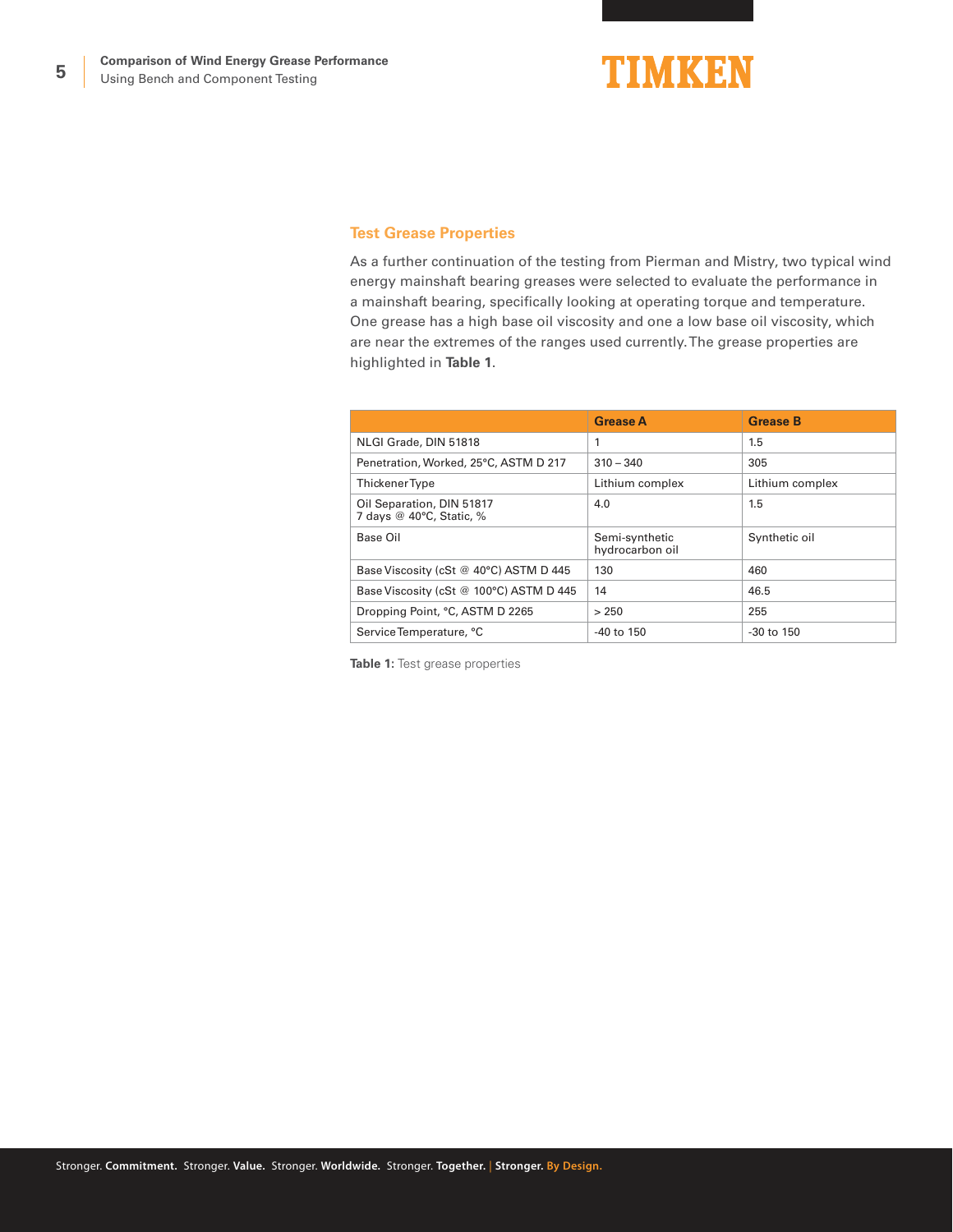## Test Grease Properties

As a further continuation of the testing from Pierman and Mistry, two typical wind energy mainshaft bearing greases were selected to evaluate the performance in a mainshaft bearing, specifically looking at operating torque and temperature. One grease has a high base oil viscosity and one a low base oil viscosity, which are near the extremes of the ranges used currently. The grease properties are highlighted in **Table 1**.

| | Grease A | Grease B |
| --- | --- | --- |
| NLGI Grade, DIN 51818 | 1 | 1.5 |
| Penetration, Worked, 25°C, ASTM D 217 | 310 – 340 | 305 |
| Thickener Type | Lithium complex | Lithium complex |
| Oil Separation, DIN 51817 7 days @ 40°C, Static, % | 4.0 | 1.5 |
| Base Oil | Semi-synthetic hydrocarbon oil | Synthetic oil |
| Base Viscosity (cSt @ 40°C) ASTM D 445 | 130 | 460 |
| Base Viscosity (cSt @ 100°C) ASTM D 445 | 14 | 46.5 |
| Dropping Point, °C, ASTM D 2265 | > 250 | 255 |
| Service Temperature, °C | -40 to 150 | -30 to 150 |

**Table 1:** Test grease properties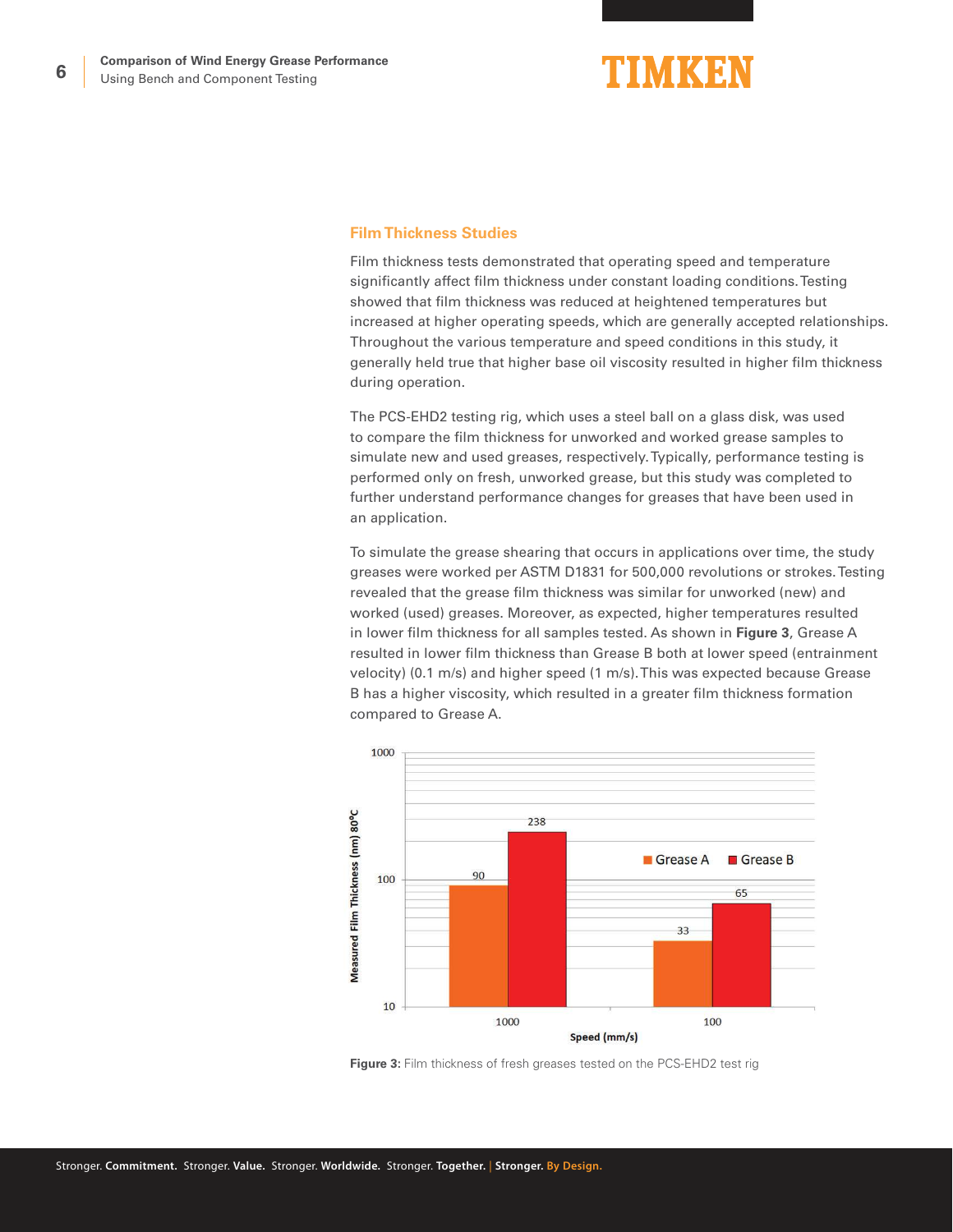## Film Thickness Studies

Film thickness tests demonstrated that operating speed and temperature significantly affect film thickness under constant loading conditions. Testing showed that film thickness was reduced at heightened temperatures but increased at higher operating speeds, which are generally accepted relationships. Throughout the various temperature and speed conditions in this study, it generally held true that higher base oil viscosity resulted in higher film thickness during operation.

The PCS-EHD2 testing rig, which uses a steel ball on a glass disk, was used to compare the film thickness for unworked and worked grease samples to simulate new and used greases, respectively. Typically, performance testing is performed only on fresh, unworked grease, but this study was completed to further understand performance changes for greases that have been used in an application.

To simulate the grease shearing that occurs in applications over time, the study greases were worked per ASTM D1831 for 500,000 revolutions or strokes. Testing revealed that the grease film thickness was similar for unworked (new) and worked (used) greases. Moreover, as expected, higher temperatures resulted in lower film thickness for all samples tested. As shown in **Figure 3**, Grease A resulted in lower film thickness than Grease B both at lower speed (entrainment velocity) (0.1 m/s) and higher speed (1 m/s). This was expected because Grease B has a higher viscosity, which resulted in a greater film thickness formation compared to Grease A.

| Speed (mm/s) | Grease A – Measured Film Thickness (nm) 80°C | Grease B – Measured Film Thickness (nm) 80°C |
|---|---|---|
| 1000 | 90 | 238 |
| 100 | 33 | 65 |

**Figure 3:** Film thickness of fresh greases tested on the PCS-EHD2 test rig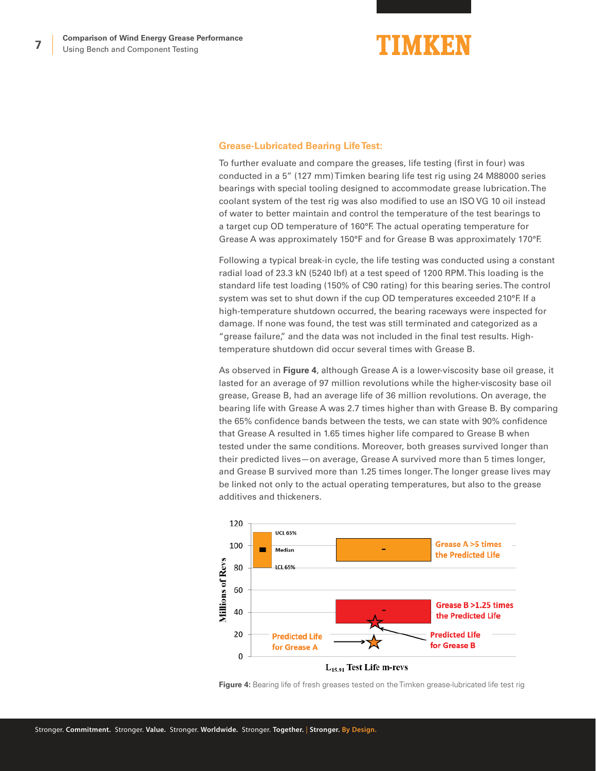## Grease-Lubricated Bearing Life Test:

To further evaluate and compare the greases, life testing (first in four) was conducted in a 5" (127 mm) Timken bearing life test rig using 24 M88000 series bearings with special tooling designed to accommodate grease lubrication. The coolant system of the test rig was also modified to use an ISO VG 10 oil instead of water to better maintain and control the temperature of the test bearings to a target cup OD temperature of 160°F. The actual operating temperature for Grease A was approximately 150°F and for Grease B was approximately 170°F.

Following a typical break-in cycle, the life testing was conducted using a constant radial load of 23.3 kN (5240 lbf) at a test speed of 1200 RPM. This loading is the standard life test loading (150% of C90 rating) for this bearing series. The control system was set to shut down if the cup OD temperatures exceeded 210°F. If a high-temperature shutdown occurred, the bearing raceways were inspected for damage. If none was found, the test was still terminated and categorized as a "grease failure," and the data was not included in the final test results. High-temperature shutdown did occur several times with Grease B.

As observed in **Figure 4**, although Grease A is a lower-viscosity base oil grease, it lasted for an average of 97 million revolutions while the higher-viscosity base oil grease, Grease B, had an average life of 36 million revolutions. On average, the bearing life with Grease A was 2.7 times higher than with Grease B. By comparing the 65% confidence bands between the tests, we can state with 90% confidence that Grease A resulted in 1.65 times higher life compared to Grease B when tested under the same conditions. Moreover, both greases survived longer than their predicted lives—on average, Grease A survived more than 5 times longer, and Grease B survived more than 1.25 times longer. The longer grease lives may be linked not only to the actual operating temperatures, but also to the grease additives and thickeners.

**Figure 4:** Bearing life of fresh greases tested on the Timken grease-lubricated life test rig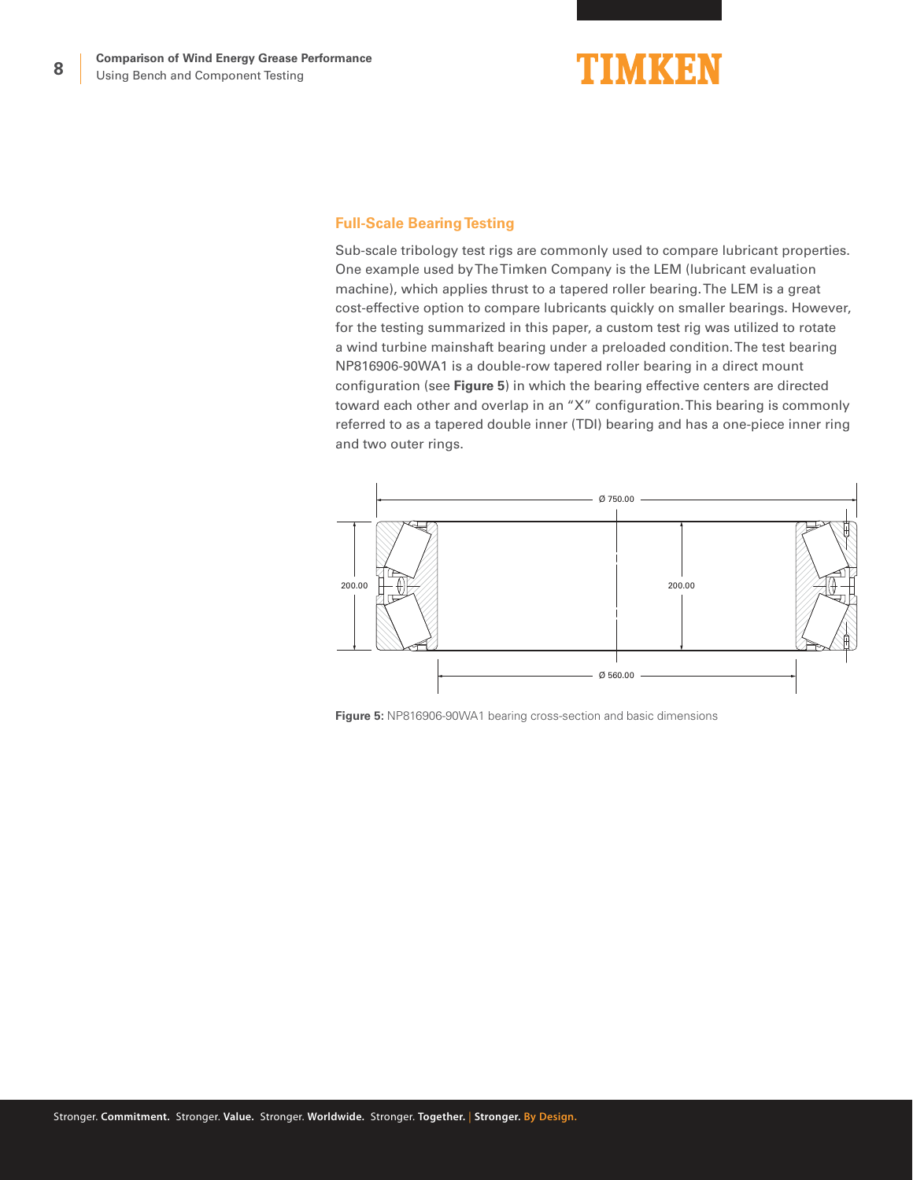## Full-Scale Bearing Testing

Sub-scale tribology test rigs are commonly used to compare lubricant properties. One example used by The Timken Company is the LEM (lubricant evaluation machine), which applies thrust to a tapered roller bearing. The LEM is a great cost-effective option to compare lubricants quickly on smaller bearings. However, for the testing summarized in this paper, a custom test rig was utilized to rotate a wind turbine mainshaft bearing under a preloaded condition. The test bearing NP816906-90WA1 is a double-row tapered roller bearing in a direct mount configuration (see **Figure 5**) in which the bearing effective centers are directed toward each other and overlap in an “X” configuration. This bearing is commonly referred to as a tapered double inner (TDI) bearing and has a one-piece inner ring and two outer rings.

**Figure 5:** NP816906-90WA1 bearing cross-section and basic dimensions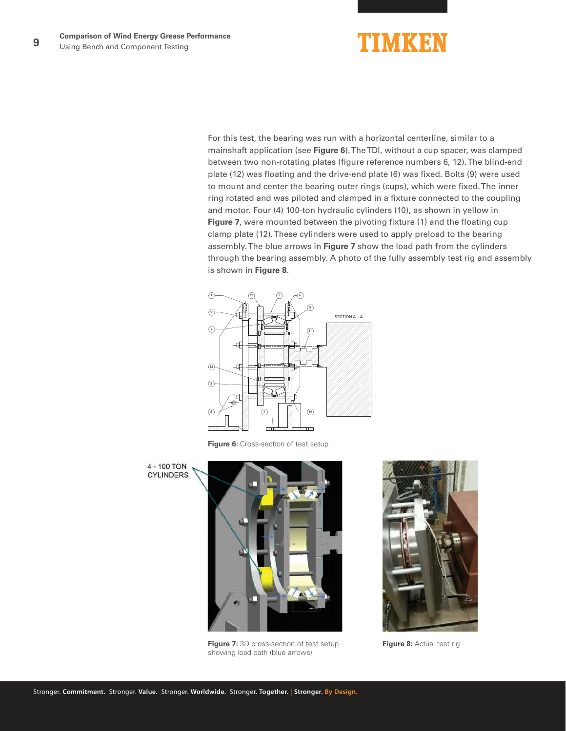For this test, the bearing was run with a horizontal centerline, similar to a mainshaft application (see **Figure 6**). The TDI, without a cup spacer, was clamped between two non-rotating plates (figure reference numbers 6, 12). The blind-end plate (12) was floating and the drive-end plate (6) was fixed. Bolts (9) were used to mount and center the bearing outer rings (cups), which were fixed. The inner ring rotated and was piloted and clamped in a fixture connected to the coupling and motor. Four (4) 100-ton hydraulic cylinders (10), as shown in yellow in **Figure 7**, were mounted between the pivoting fixture (1) and the floating cup clamp plate (12). These cylinders were used to apply preload to the bearing assembly. The blue arrows in **Figure 7** show the load path from the cylinders through the bearing assembly. A photo of the fully assembly test rig and assembly is shown in **Figure 8**.

**Figure 6:** Cross-section of test setup

**Figure 7:** 3D cross-section of test setup showing load path (blue arrows)

**Figure 8:** Actual test rig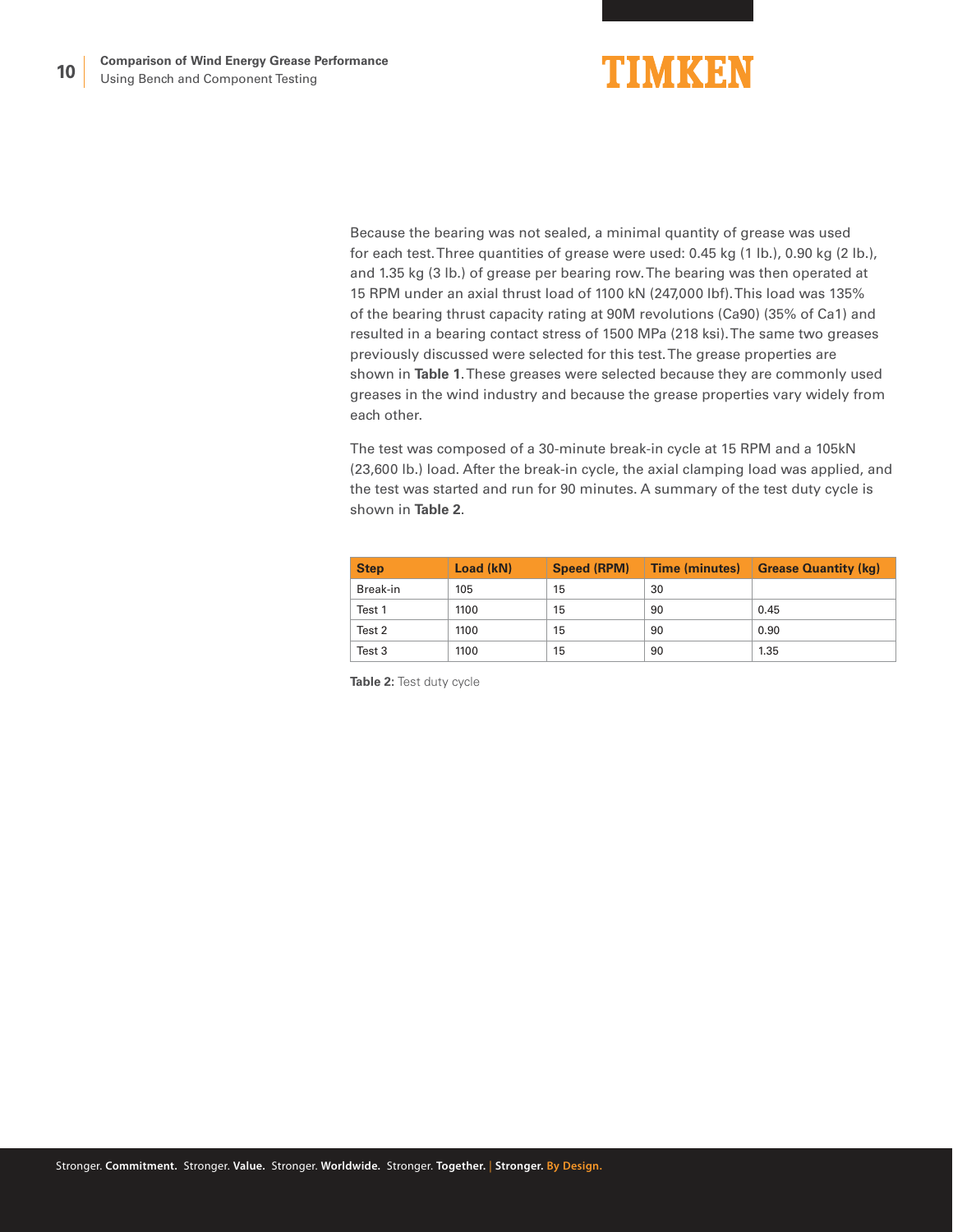Because the bearing was not sealed, a minimal quantity of grease was used for each test. Three quantities of grease were used: 0.45 kg (1 lb.), 0.90 kg (2 lb.), and 1.35 kg (3 lb.) of grease per bearing row. The bearing was then operated at 15 RPM under an axial thrust load of 1100 kN (247,000 lbf). This load was 135% of the bearing thrust capacity rating at 90M revolutions (Ca90) (35% of Ca1) and resulted in a bearing contact stress of 1500 MPa (218 ksi). The same two greases previously discussed were selected for this test. The grease properties are shown in **Table 1**. These greases were selected because they are commonly used greases in the wind industry and because the grease properties vary widely from each other.

The test was composed of a 30-minute break-in cycle at 15 RPM and a 105kN (23,600 lb.) load. After the break-in cycle, the axial clamping load was applied, and the test was started and run for 90 minutes. A summary of the test duty cycle is shown in **Table 2**.

| Step | Load (kN) | Speed (RPM) | Time (minutes) | Grease Quantity (kg) |
|---|---|---|---|---|
| Break-in | 105 | 15 | 30 | |
| Test 1 | 1100 | 15 | 90 | 0.45 |
| Test 2 | 1100 | 15 | 90 | 0.90 |
| Test 3 | 1100 | 15 | 90 | 1.35 |

**Table 2:** Test duty cycle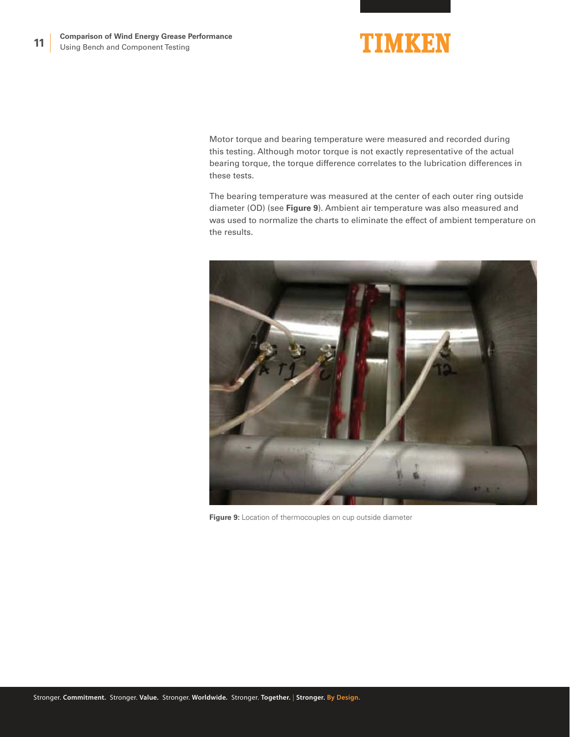Motor torque and bearing temperature were measured and recorded during this testing. Although motor torque is not exactly representative of the actual bearing torque, the torque difference correlates to the lubrication differences in these tests.

The bearing temperature was measured at the center of each outer ring outside diameter (OD) (see **Figure 9**). Ambient air temperature was also measured and was used to normalize the charts to eliminate the effect of ambient temperature on the results.

**Figure 9:** Location of thermocouples on cup outside diameter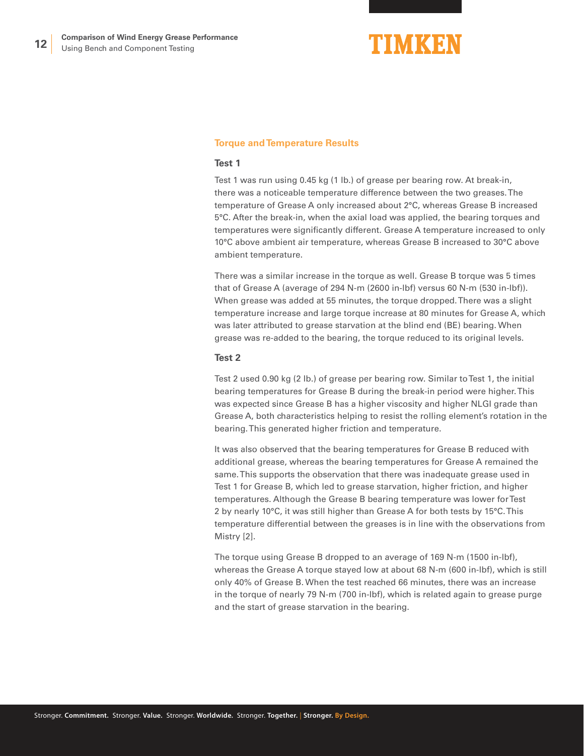## Torque and Temperature Results

### Test 1

Test 1 was run using 0.45 kg (1 lb.) of grease per bearing row. At break-in, there was a noticeable temperature difference between the two greases. The temperature of Grease A only increased about 2°C, whereas Grease B increased 5°C. After the break-in, when the axial load was applied, the bearing torques and temperatures were significantly different. Grease A temperature increased to only 10°C above ambient air temperature, whereas Grease B increased to 30°C above ambient temperature.

There was a similar increase in the torque as well. Grease B torque was 5 times that of Grease A (average of 294 N-m (2600 in-lbf) versus 60 N-m (530 in-lbf)). When grease was added at 55 minutes, the torque dropped. There was a slight temperature increase and large torque increase at 80 minutes for Grease A, which was later attributed to grease starvation at the blind end (BE) bearing. When grease was re-added to the bearing, the torque reduced to its original levels.

### Test 2

Test 2 used 0.90 kg (2 lb.) of grease per bearing row. Similar to Test 1, the initial bearing temperatures for Grease B during the break-in period were higher. This was expected since Grease B has a higher viscosity and higher NLGI grade than Grease A, both characteristics helping to resist the rolling element's rotation in the bearing. This generated higher friction and temperature.

It was also observed that the bearing temperatures for Grease B reduced with additional grease, whereas the bearing temperatures for Grease A remained the same. This supports the observation that there was inadequate grease used in Test 1 for Grease B, which led to grease starvation, higher friction, and higher temperatures. Although the Grease B bearing temperature was lower for Test 2 by nearly 10°C, it was still higher than Grease A for both tests by 15°C. This temperature differential between the greases is in line with the observations from Mistry [2].

The torque using Grease B dropped to an average of 169 N-m (1500 in-lbf), whereas the Grease A torque stayed low at about 68 N-m (600 in-lbf), which is still only 40% of Grease B. When the test reached 66 minutes, there was an increase in the torque of nearly 79 N-m (700 in-lbf), which is related again to grease purge and the start of grease starvation in the bearing.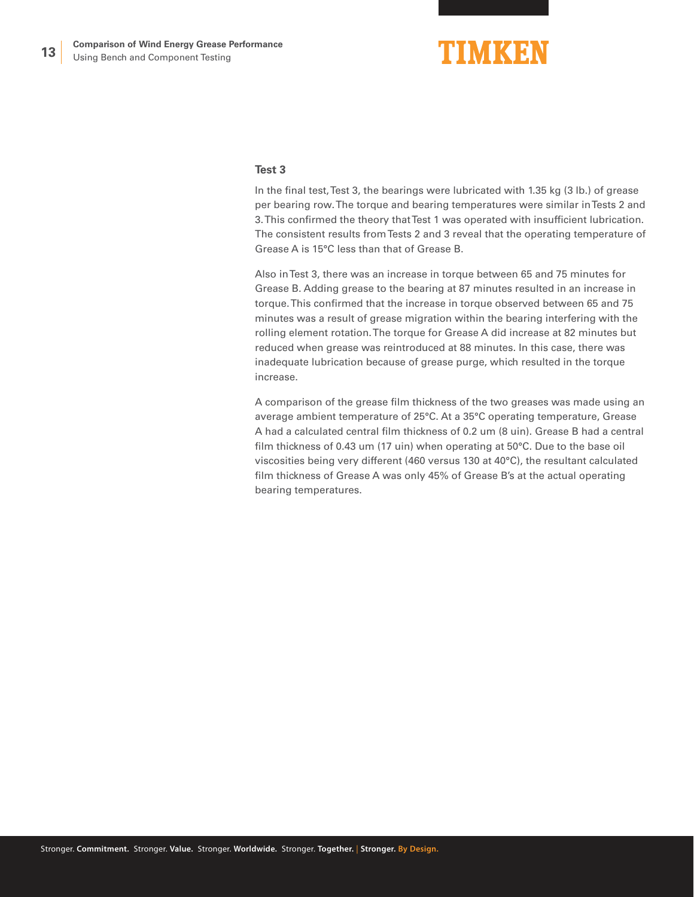### Test 3

In the final test, Test 3, the bearings were lubricated with 1.35 kg (3 lb.) of grease per bearing row. The torque and bearing temperatures were similar in Tests 2 and 3. This confirmed the theory that Test 1 was operated with insufficient lubrication. The consistent results from Tests 2 and 3 reveal that the operating temperature of Grease A is 15°C less than that of Grease B.

Also in Test 3, there was an increase in torque between 65 and 75 minutes for Grease B. Adding grease to the bearing at 87 minutes resulted in an increase in torque. This confirmed that the increase in torque observed between 65 and 75 minutes was a result of grease migration within the bearing interfering with the rolling element rotation. The torque for Grease A did increase at 82 minutes but reduced when grease was reintroduced at 88 minutes. In this case, there was inadequate lubrication because of grease purge, which resulted in the torque increase.

A comparison of the grease film thickness of the two greases was made using an average ambient temperature of 25°C. At a 35°C operating temperature, Grease A had a calculated central film thickness of 0.2 um (8 uin). Grease B had a central film thickness of 0.43 um (17 uin) when operating at 50°C. Due to the base oil viscosities being very different (460 versus 130 at 40°C), the resultant calculated film thickness of Grease A was only 45% of Grease B's at the actual operating bearing temperatures.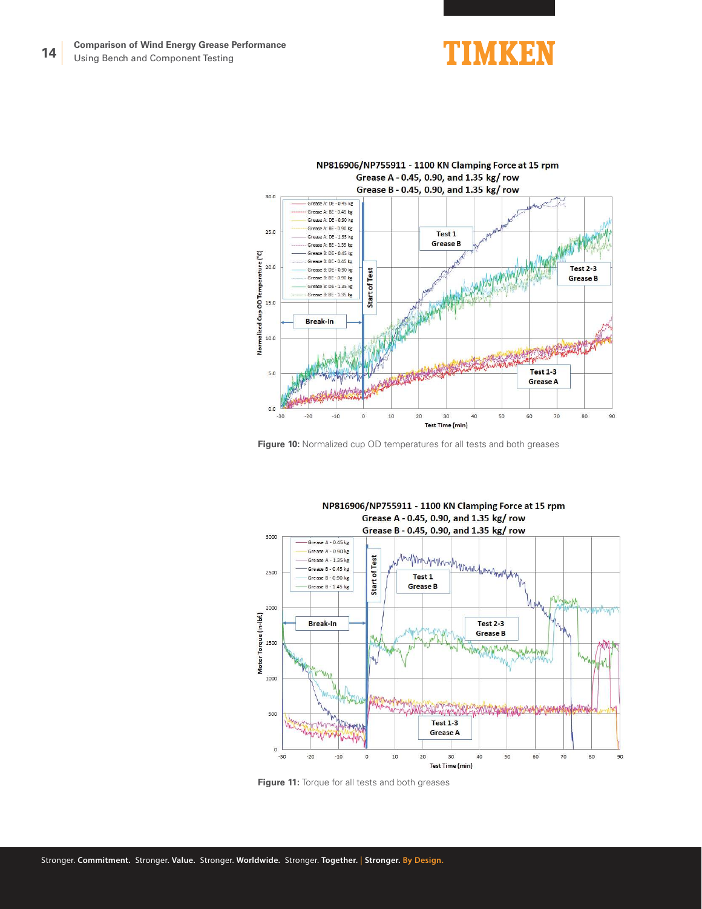Figure 10: Normalized cup OD temperatures for all tests and both greases

Figure 11: Torque for all tests and both greases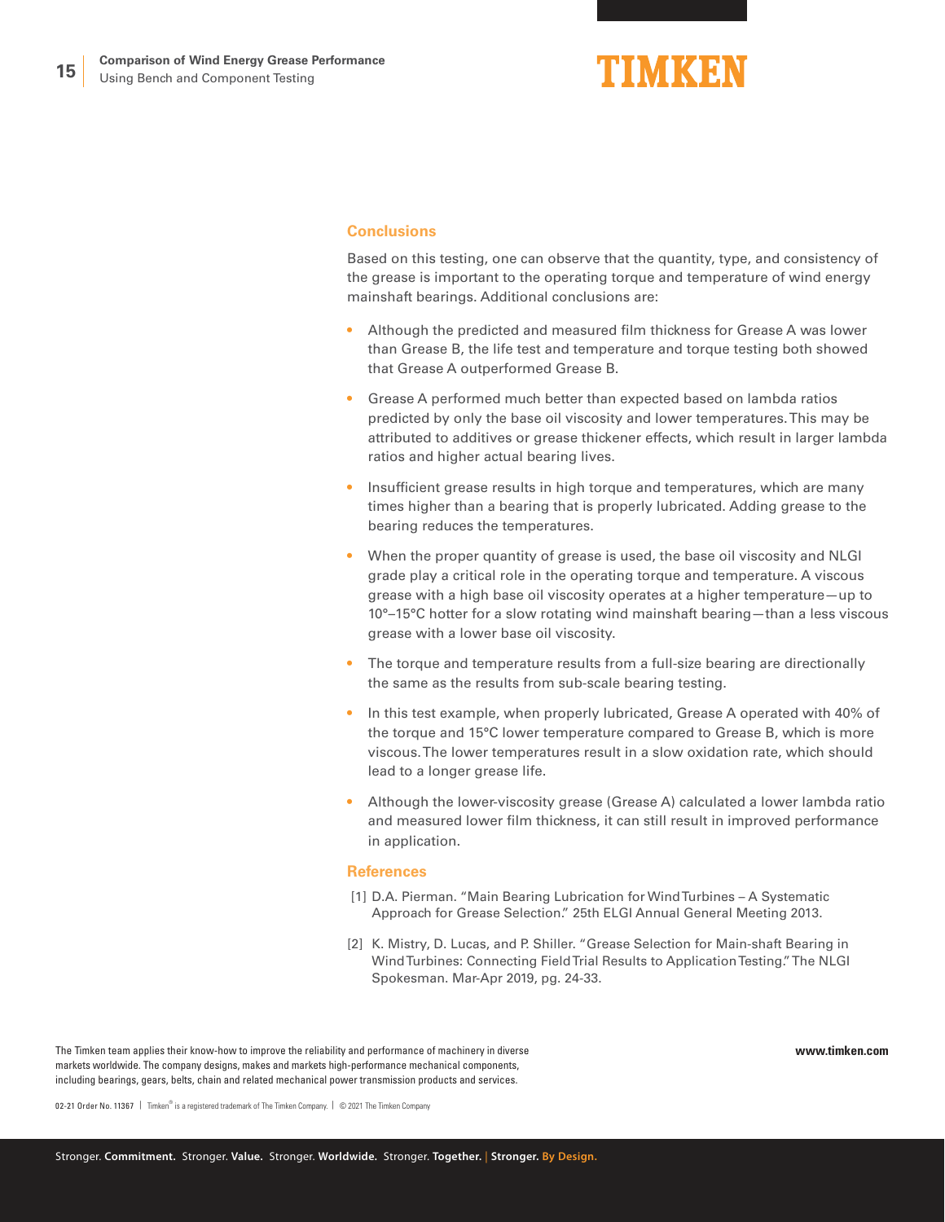## Conclusions

Based on this testing, one can observe that the quantity, type, and consistency of the grease is important to the operating torque and temperature of wind energy mainshaft bearings. Additional conclusions are:

- Although the predicted and measured film thickness for Grease A was lower than Grease B, the life test and temperature and torque testing both showed that Grease A outperformed Grease B.
- Grease A performed much better than expected based on lambda ratios predicted by only the base oil viscosity and lower temperatures. This may be attributed to additives or grease thickener effects, which result in larger lambda ratios and higher actual bearing lives.
- Insufficient grease results in high torque and temperatures, which are many times higher than a bearing that is properly lubricated. Adding grease to the bearing reduces the temperatures.
- When the proper quantity of grease is used, the base oil viscosity and NLGI grade play a critical role in the operating torque and temperature. A viscous grease with a high base oil viscosity operates at a higher temperature—up to 10°–15°C hotter for a slow rotating wind mainshaft bearing—than a less viscous grease with a lower base oil viscosity.
- The torque and temperature results from a full-size bearing are directionally the same as the results from sub-scale bearing testing.
- In this test example, when properly lubricated, Grease A operated with 40% of the torque and 15°C lower temperature compared to Grease B, which is more viscous. The lower temperatures result in a slow oxidation rate, which should lead to a longer grease life.
- Although the lower-viscosity grease (Grease A) calculated a lower lambda ratio and measured lower film thickness, it can still result in improved performance in application.

## References

[1] D.A. Pierman. "Main Bearing Lubrication for Wind Turbines – A Systematic Approach for Grease Selection." 25th ELGI Annual General Meeting 2013.

[2] K. Mistry, D. Lucas, and P. Shiller. "Grease Selection for Main-shaft Bearing in Wind Turbines: Connecting Field Trial Results to Application Testing." The NLGI Spokesman. Mar-Apr 2019, pg. 24-33.

The Timken team applies their know-how to improve the reliability and performance of machinery in diverse markets worldwide. The company designs, makes and markets high-performance mechanical components, including bearings, gears, belts, chain and related mechanical power transmission products and services.

www.timken.com

02-21 Order No. 11367 | Timken® is a registered trademark of The Timken Company. | © 2021 The Timken Company

Stronger. **Commitment.** Stronger. **Value.** Stronger. **Worldwide.** Stronger. **Together.** | **Stronger. By Design.**